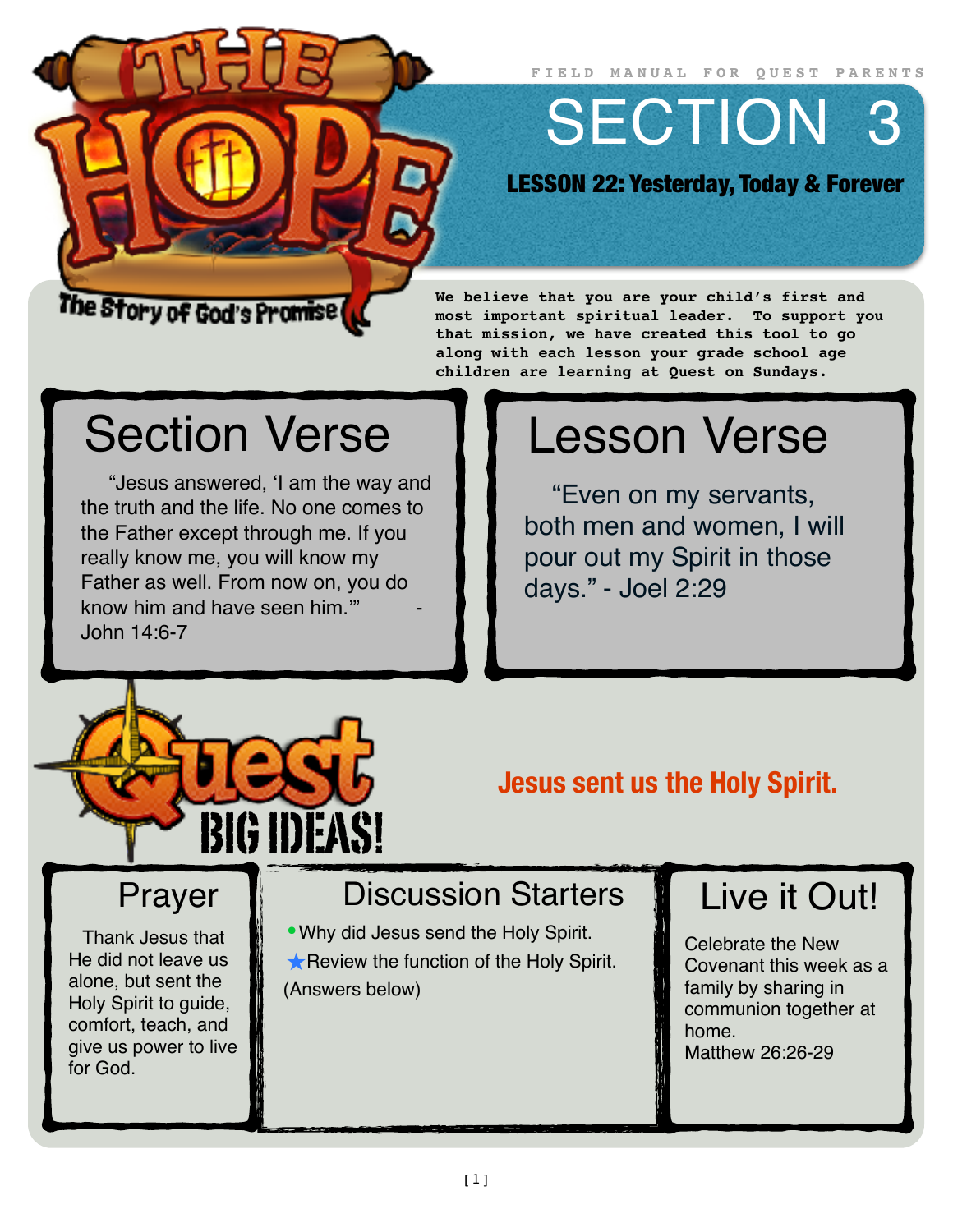THE HOPE

The Story of God's Promise

FIELD MANUAL FOR QUEST PARENTS

# SECTION 3

## LESSON 22: Yesterday, Today & Forever

**We believe that you are your child's first and most important spiritual leader. To support you that mission, we have created this tool to go along with each lesson your grade school age children are learning at Quest on Sundays.**

## Section Verse

"Jesus answered, 'I am the way and the truth and the life. No one comes to the Father except through me. If you really know me, you will know my Father as well. From now on, you do know him and have seen him.'" - John 14:6-7

## Lesson Verse

"Even on my servants, both men and women, I will pour out my Spirit in those days." - Joel 2:29

## Quest BIG IDEAS!

**Jesus sent us the Holy Spirit.**

### Prayer

Thank Jesus that He did not leave us alone, but sent the Holy Spirit to guide, comfort, teach, and give us power to live for God.

### Discussion Starters

- Why did Jesus send the Holy Spirit.
- ★Review the function of the Holy Spirit.

(Answers below)

### Live it Out!

Celebrate the New Covenant this week as a family by sharing in communion together at home.
Matthew 26:26-29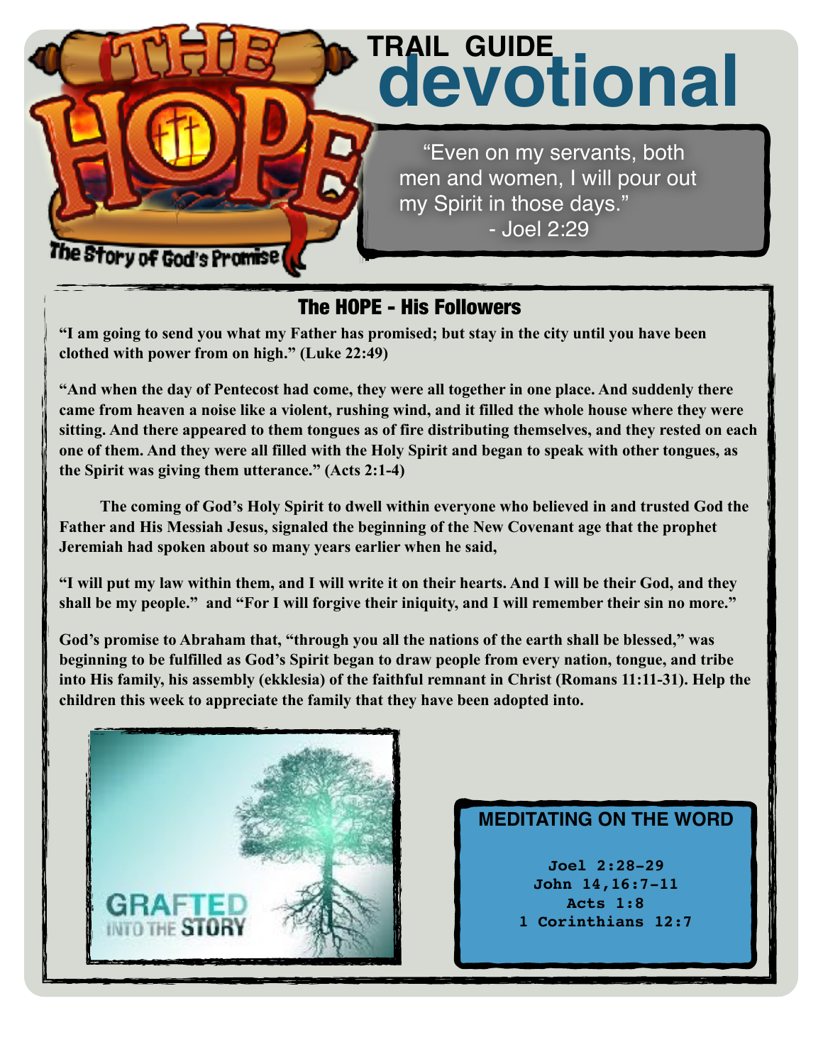# TRAIL GUIDE devotional

> "Even on my servants, both men and women, I will pour out my Spirit in those days."
> - Joel 2:29

## The HOPE - His Followers

**"I am going to send you what my Father has promised; but stay in the city until you have been clothed with power from on high." (Luke 22:49)**

**"And when the day of Pentecost had come, they were all together in one place. And suddenly there came from heaven a noise like a violent, rushing wind, and it filled the whole house where they were sitting. And there appeared to them tongues as of fire distributing themselves, and they rested on each one of them. And they were all filled with the Holy Spirit and began to speak with other tongues, as the Spirit was giving them utterance." (Acts 2:1-4)**

**The coming of God's Holy Spirit to dwell within everyone who believed in and trusted God the Father and His Messiah Jesus, signaled the beginning of the New Covenant age that the prophet Jeremiah had spoken about so many years earlier when he said,**

**"I will put my law within them, and I will write it on their hearts. And I will be their God, and they shall be my people." and "For I will forgive their iniquity, and I will remember their sin no more."**

**God's promise to Abraham that, "through you all the nations of the earth shall be blessed," was beginning to be fulfilled as God's Spirit began to draw people from every nation, tongue, and tribe into His family, his assembly (ekklesia) of the faithful remnant in Christ (Romans 11:11-31). Help the children this week to appreciate the family that they have been adopted into.**

GRAFTED INTO THE STORY

### MEDITATING ON THE WORD

Joel 2:28-29
John 14,16:7-11
Acts 1:8
1 Corinthians 12:7